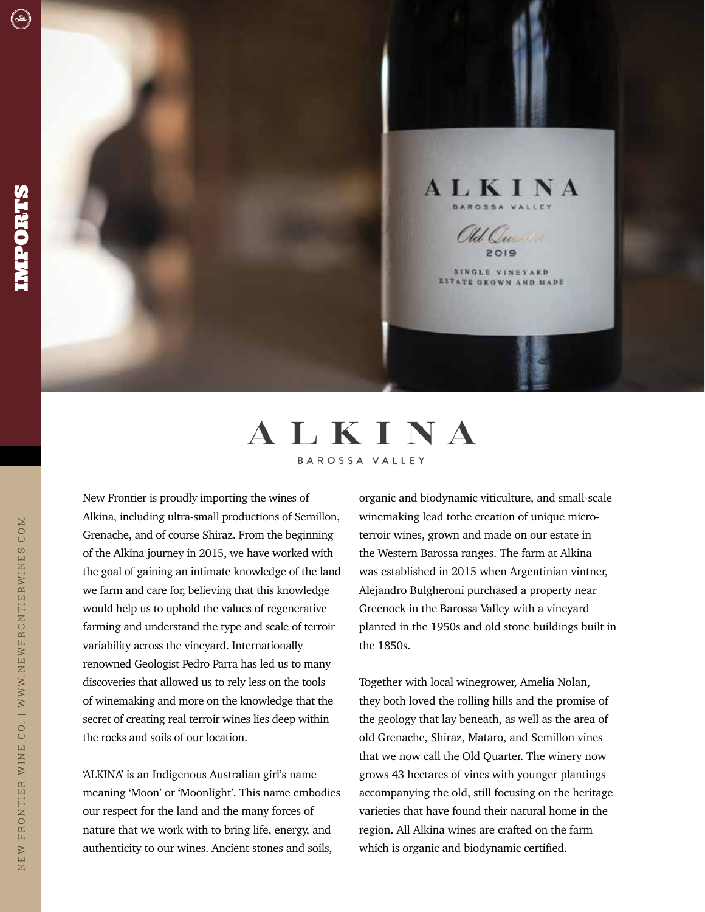# ALKINA

BAROSSA VALLEY

New Frontier is proudly importing the wines of Alkina, including ultra-small productions of Semillon, Grenache, and of course Shiraz. From the beginning of the Alkina journey in 2015, we have worked with the goal of gaining an intimate knowledge of the land we farm and care for, believing that this knowledge would help us to uphold the values of regenerative farming and understand the type and scale of terroir variability across the vineyard. Internationally renowned Geologist Pedro Parra has led us to many discoveries that allowed us to rely less on the tools of winemaking and more on the knowledge that the secret of creating real terroir wines lies deep within the rocks and soils of our location.

'ALKINA' is an Indigenous Australian girl's name meaning 'Moon' or 'Moonlight'. This name embodies our respect for the land and the many forces of nature that we work with to bring life, energy, and authenticity to our wines. Ancient stones and soils, organic and biodynamic viticulture, and small-scale winemaking lead tothe creation of unique micro-terroir wines, grown and made on our estate in the Western Barossa ranges. The farm at Alkina was established in 2015 when Argentinian vintner, Alejandro Bulgheroni purchased a property near Greenock in the Barossa Valley with a vineyard planted in the 1950s and old stone buildings built in the 1850s.

Together with local winegrower, Amelia Nolan, they both loved the rolling hills and the promise of the geology that lay beneath, as well as the area of old Grenache, Shiraz, Mataro, and Semillon vines that we now call the Old Quarter. The winery now grows 43 hectares of vines with younger plantings accompanying the old, still focusing on the heritage varieties that have found their natural home in the region. All Alkina wines are crafted on the farm which is organic and biodynamic certified.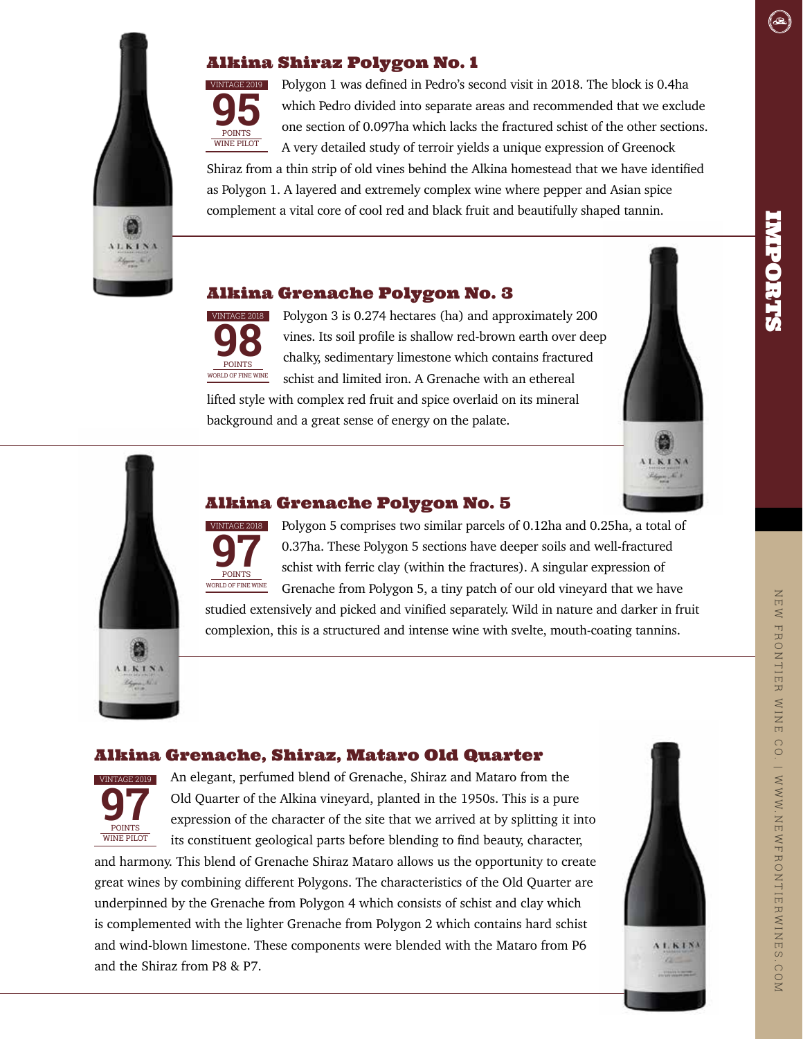## Alkina Shiraz Polygon No. 1

VINTAGE 2019
**95**
POINTS
WINE PILOT

Polygon 1 was defined in Pedro's second visit in 2018. The block is 0.4ha which Pedro divided into separate areas and recommended that we exclude one section of 0.097ha which lacks the fractured schist of the other sections. A very detailed study of terroir yields a unique expression of Greenock Shiraz from a thin strip of old vines behind the Alkina homestead that we have identified as Polygon 1. A layered and extremely complex wine where pepper and Asian spice complement a vital core of cool red and black fruit and beautifully shaped tannin.

## Alkina Grenache Polygon No. 3

VINTAGE 2018
**98**
POINTS
WORLD OF FINE WINE

Polygon 3 is 0.274 hectares (ha) and approximately 200 vines. Its soil profile is shallow red-brown earth over deep chalky, sedimentary limestone which contains fractured schist and limited iron. A Grenache with an ethereal lifted style with complex red fruit and spice overlaid on its mineral background and a great sense of energy on the palate.

## Alkina Grenache Polygon No. 5

VINTAGE 2018
**97**
POINTS
WORLD OF FINE WINE

Polygon 5 comprises two similar parcels of 0.12ha and 0.25ha, a total of 0.37ha. These Polygon 5 sections have deeper soils and well-fractured schist with ferric clay (within the fractures). A singular expression of Grenache from Polygon 5, a tiny patch of our old vineyard that we have studied extensively and picked and vinified separately. Wild in nature and darker in fruit complexion, this is a structured and intense wine with svelte, mouth-coating tannins.

## Alkina Grenache, Shiraz, Mataro Old Quarter

VINTAGE 2019
**97**
POINTS
WINE PILOT

An elegant, perfumed blend of Grenache, Shiraz and Mataro from the Old Quarter of the Alkina vineyard, planted in the 1950s. This is a pure expression of the character of the site that we arrived at by splitting it into its constituent geological parts before blending to find beauty, character, and harmony. This blend of Grenache Shiraz Mataro allows us the opportunity to create great wines by combining different Polygons. The characteristics of the Old Quarter are underpinned by the Grenache from Polygon 4 which consists of schist and clay which is complemented with the lighter Grenache from Polygon 2 which contains hard schist and wind-blown limestone. These components were blended with the Mataro from P6 and the Shiraz from P8 & P7.